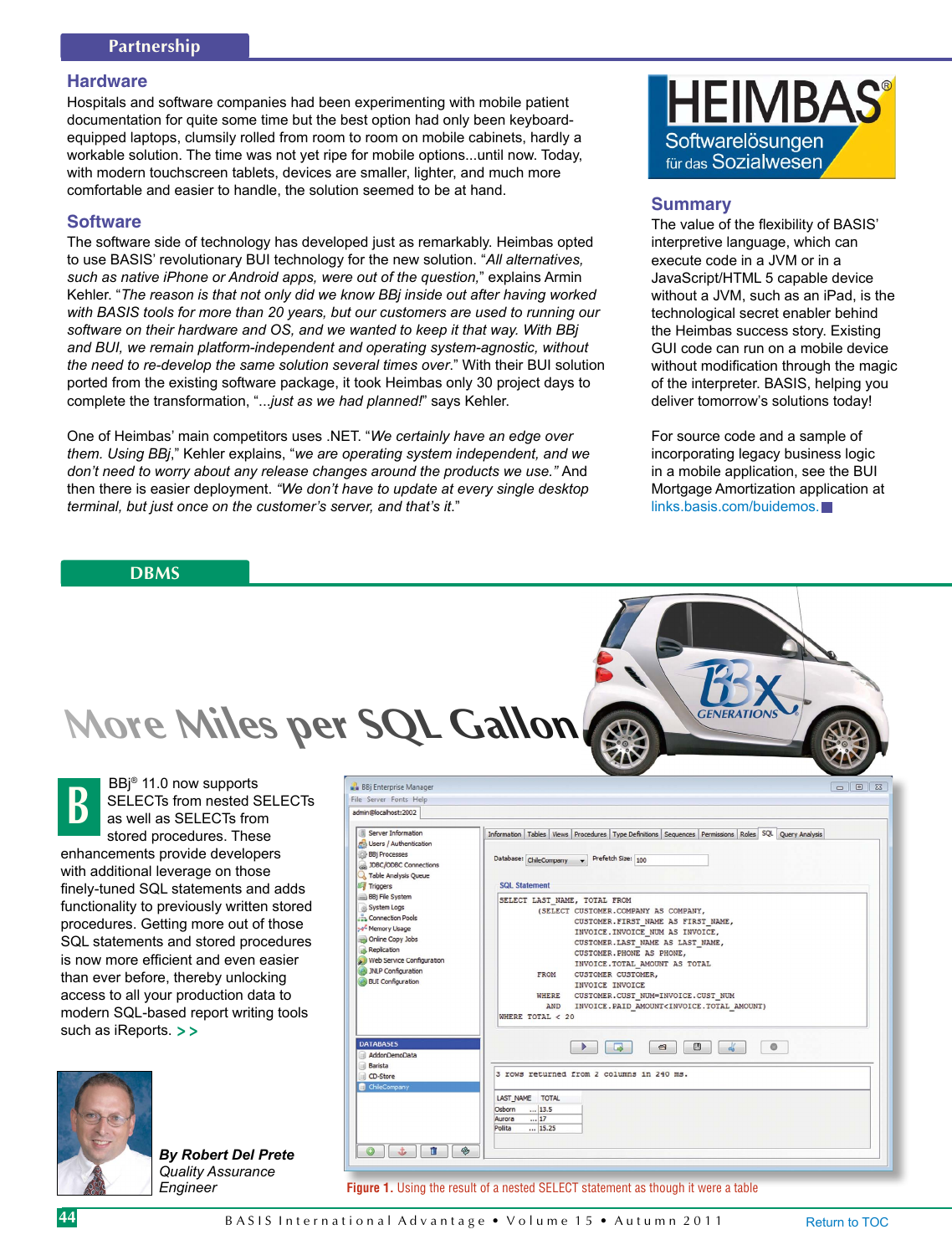## Partnership

### Hardware

Hospitals and software companies had been experimenting with mobile patient documentation for quite some time but the best option had only been keyboard-equipped laptops, clumsily rolled from room to room on mobile cabinets, hardly a workable solution. The time was not yet ripe for mobile options...until now. Today, with modern touchscreen tablets, devices are smaller, lighter, and much more comfortable and easier to handle, the solution seemed to be at hand.

### Software

The software side of technology has developed just as remarkably. Heimbas opted to use BASIS' revolutionary BUI technology for the new solution. "*All alternatives, such as native iPhone or Android apps, were out of the question,*" explains Armin Kehler. "*The reason is that not only did we know BBj inside out after having worked with BASIS tools for more than 20 years, but our customers are used to running our software on their hardware and OS, and we wanted to keep it that way. With BBj and BUI, we remain platform-independent and operating system-agnostic, without the need to re-develop the same solution several times over.*" With their BUI solution ported from the existing software package, it took Heimbas only 30 project days to complete the transformation, "*...just as we had planned!*" says Kehler.

One of Heimbas' main competitors uses .NET. "*We certainly have an edge over them. Using BBj,*" Kehler explains, "*we are operating system independent, and we don't need to worry about any release changes around the products we use.*" And then there is easier deployment. "*We don't have to update at every single desktop terminal, but just once on the customer's server, and that's it.*"

HEIMBAS® Softwarelösungen für das Sozialwesen

### Summary

The value of the flexibility of BASIS' interpretive language, which can execute code in a JVM or in a JavaScript/HTML 5 capable device without a JVM, such as an iPad, is the technological secret enabler behind the Heimbas success story. Existing GUI code can run on a mobile device without modification through the magic of the interpreter. BASIS, helping you deliver tomorrow's solutions today!

For source code and a sample of incorporating legacy business logic in a mobile application, see the BUI Mortgage Amortization application at links.basis.com/buidemos.

## DBMS

# More Miles per SQL Gallon

BBj® 11.0 now supports SELECTs from nested SELECTs as well as SELECTs from stored procedures. These enhancements provide developers with additional leverage on those finely-tuned SQL statements and adds functionality to previously written stored procedures. Getting more out of those SQL statements and stored procedures is now more efficient and even easier than ever before, thereby unlocking access to all your production data to modern SQL-based report writing tools such as iReports. > >

*By Robert Del Prete*
*Quality Assurance Engineer*

```
SELECT LAST_NAME, TOTAL FROM
      (SELECT CUSTOMER.COMPANY AS COMPANY,
              CUSTOMER.FIRST_NAME AS FIRST_NAME,
              INVOICE.INVOICE_NUM AS INVOICE,
              CUSTOMER.LAST_NAME AS LAST_NAME,
              CUSTOMER.PHONE AS PHONE,
              INVOICE.TOTAL_AMOUNT AS TOTAL
       FROM   CUSTOMER CUSTOMER,
              INVOICE INVOICE
       WHERE  CUSTOMER.CUST_NUM=INVOICE.CUST_NUM
         AND  INVOICE.PAID_AMOUNT<INVOICE.TOTAL_AMOUNT)
WHERE TOTAL < 20
```

3 rows returned from 2 columns in 240 ms.

| LAST_NAME | TOTAL |
|---|---|
| Osborn | 13.5 |
| Aurora | 17 |
| Pollita | 15.25 |

**Figure 1.** Using the result of a nested SELECT statement as though it were a table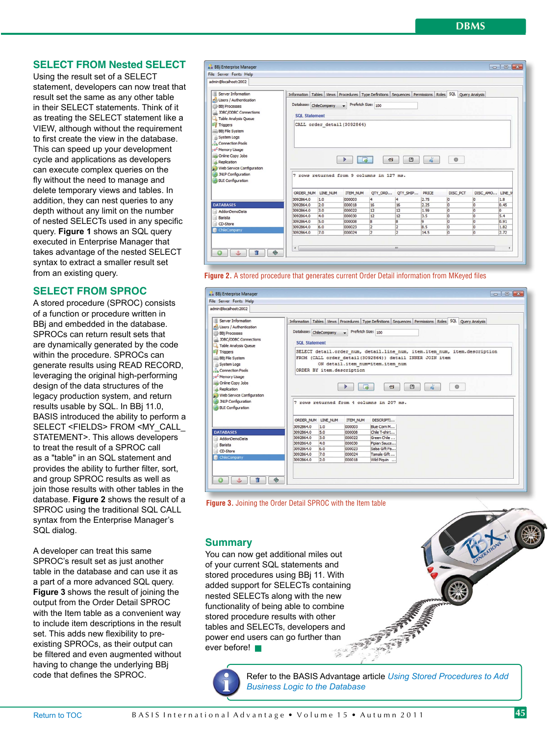## SELECT FROM Nested SELECT

Using the result set of a SELECT statement, developers can now treat that result set the same as any other table in their SELECT statements. Think of it as treating the SELECT statement like a VIEW, although without the requirement to first create the view in the database. This can speed up your development cycle and applications as developers can execute complex queries on the fly without the need to manage and delete temporary views and tables. In addition, they can nest queries to any depth without any limit on the number of nested SELECTs used in any specific query. **Figure 1** shows an SQL query executed in Enterprise Manager that takes advantage of the nested SELECT syntax to extract a smaller result set from an existing query.

## SELECT FROM SPROC

A stored procedure (SPROC) consists of a function or procedure written in BBj and embedded in the database. SPROCs can return result sets that are dynamically generated by the code within the procedure. SPROCs can generate results using READ RECORD, leveraging the original high-performing design of the data structures of the legacy production system, and return results usable by SQL. In BBj 11.0, BASIS introduced the ability to perform a SELECT <FIELDS> FROM <MY_CALL_STATEMENT>. This allows developers to treat the result of a SPROC call as a "table" in an SQL statement and provides the ability to further filter, sort, and group SPROC results as well as join those results with other tables in the database. **Figure 2** shows the result of a SPROC using the traditional SQL CALL syntax from the Enterprise Manager's SQL dialog.

A developer can treat this same SPROC's result set as just another table in the database and can use it as a part of a more advanced SQL query. **Figure 3** shows the result of joining the output from the Order Detail SPROC with the Item table as a convenient way to include item descriptions in the result set. This adds new flexibility to pre-existing SPROCs, as their output can be filtered and even augmented without having to change the underlying BBj code that defines the SPROC.

**Figure 2.** A stored procedure that generates current Order Detail information from MKeyed files

**Figure 3.** Joining the Order Detail SPROC with the Item table

## Summary

You can now get additional miles out of your current SQL statements and stored procedures using BBj 11. With added support for SELECTs containing nested SELECTs along with the new functionality of being able to combine stored procedure results with other tables and SELECTs, developers and power end users can go further than ever before!

Refer to the BASIS Advantage article *Using Stored Procedures to Add Business Logic to the Database*